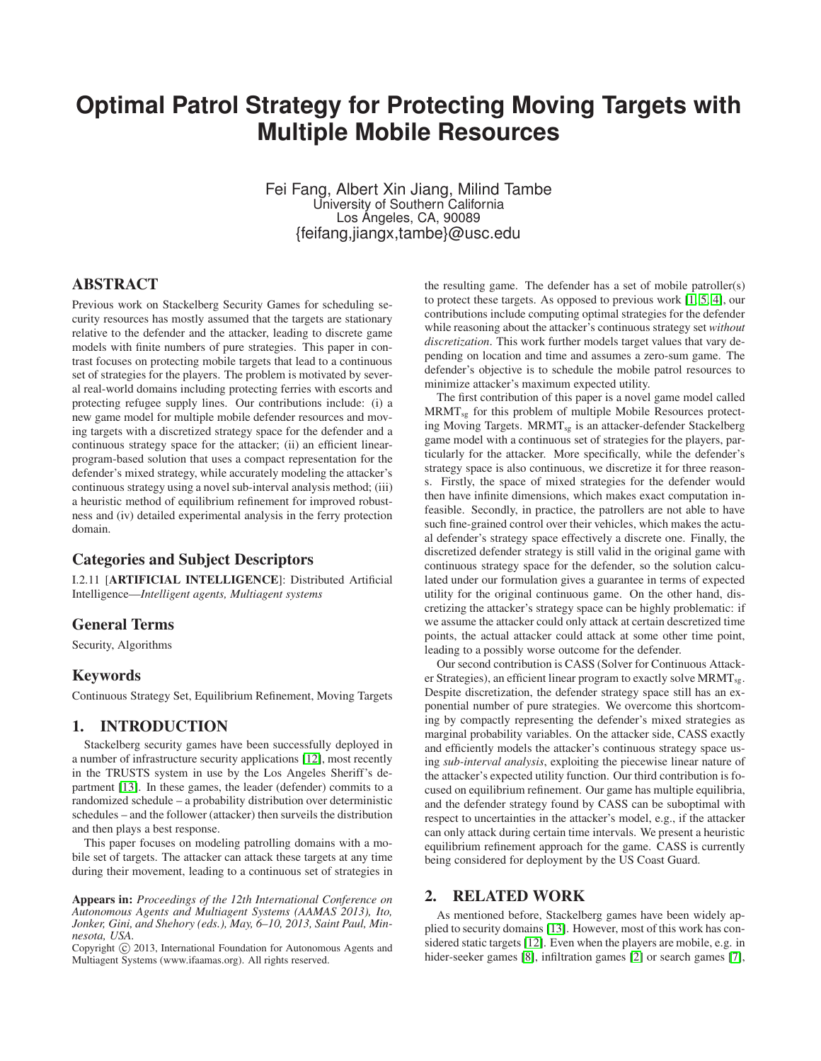# Optimal Patrol Strategy for Protecting Moving Targets with Multiple Mobile Resources

Fei Fang, Albert Xin Jiang, Milind Tambe
University of Southern California
Los Angeles, CA, 90089
{feifang,jiangx,tambe}@usc.edu

## ABSTRACT

Previous work on Stackelberg Security Games for scheduling security resources has mostly assumed that the targets are stationary relative to the defender and the attacker, leading to discrete game models with finite numbers of pure strategies. This paper in contrast focuses on protecting mobile targets that lead to a continuous set of strategies for the players. The problem is motivated by several real-world domains including protecting ferries with escorts and protecting refugee supply lines. Our contributions include: (i) a new game model for multiple mobile defender resources and moving targets with a discretized strategy space for the defender and a continuous strategy space for the attacker; (ii) an efficient linear-program-based solution that uses a compact representation for the defender's mixed strategy, while accurately modeling the attacker's continuous strategy using a novel sub-interval analysis method; (iii) a heuristic method of equilibrium refinement for improved robustness and (iv) detailed experimental analysis in the ferry protection domain.

## Categories and Subject Descriptors

I.2.11 [**ARTIFICIAL INTELLIGENCE**]: Distributed Artificial Intelligence—*Intelligent agents, Multiagent systems*

## General Terms

Security, Algorithms

## Keywords

Continuous Strategy Set, Equilibrium Refinement, Moving Targets

## 1. INTRODUCTION

Stackelberg security games have been successfully deployed in a number of infrastructure security applications [12], most recently in the TRUSTS system in use by the Los Angeles Sheriff's department [13]. In these games, the leader (defender) commits to a randomized schedule – a probability distribution over deterministic schedules – and the follower (attacker) then surveils the distribution and then plays a best response.

This paper focuses on modeling patrolling domains with a mobile set of targets. The attacker can attack these targets at any time during their movement, leading to a continuous set of strategies in the resulting game. The defender has a set of mobile patroller(s) to protect these targets. As opposed to previous work [1, 5, 4], our contributions include computing optimal strategies for the defender while reasoning about the attacker's continuous strategy set *without discretization*. This work further models target values that vary depending on location and time and assumes a zero-sum game. The defender's objective is to schedule the mobile patrol resources to minimize attacker's maximum expected utility.

The first contribution of this paper is a novel game model called $\text{MRMT}_{\text{sg}}$ for this problem of multiple Mobile Resources protecting Moving Targets. $\text{MRMT}_{\text{sg}}$ is an attacker-defender Stackelberg game model with a continuous set of strategies for the players, particularly for the attacker. More specifically, while the defender's strategy space is also continuous, we discretize it for three reasons. Firstly, the space of mixed strategies for the defender would then have infinite dimensions, which makes exact computation infeasible. Secondly, in practice, the patrollers are not able to have such fine-grained control over their vehicles, which makes the actual defender's strategy space effectively a discrete one. Finally, the discretized defender strategy is still valid in the original game with continuous strategy space for the defender, so the solution calculated under our formulation gives a guarantee in terms of expected utility for the original continuous game. On the other hand, discretizing the attacker's strategy space can be highly problematic: if we assume the attacker could only attack at certain descretized time points, the actual attacker could attack at some other time point, leading to a possibly worse outcome for the defender.

Our second contribution is CASS (Solver for Continuous Attacker Strategies), an efficient linear program to exactly solve $\text{MRMT}_{\text{sg}}$. Despite discretization, the defender strategy space still has an exponential number of pure strategies. We overcome this shortcoming by compactly representing the defender's mixed strategies as marginal probability variables. On the attacker side, CASS exactly and efficiently models the attacker's continuous strategy space using *sub-interval analysis*, exploiting the piecewise linear nature of the attacker's expected utility function. Our third contribution is focused on equilibrium refinement. Our game has multiple equilibria, and the defender strategy found by CASS can be suboptimal with respect to uncertainties in the attacker's model, e.g., if the attacker can only attack during certain time intervals. We present a heuristic equilibrium refinement approach for the game. CASS is currently being considered for deployment by the US Coast Guard.

## 2. RELATED WORK

As mentioned before, Stackelberg games have been widely applied to security domains [13]. However, most of this work has considered static targets [12]. Even when the players are mobile, e.g. in hider-seeker games [8], infiltration games [2] or search games [7],

**Appears in:** *Proceedings of the 12th International Conference on Autonomous Agents and Multiagent Systems (AAMAS 2013), Ito, Jonker, Gini, and Shehory (eds.), May, 6–10, 2013, Saint Paul, Minnesota, USA.*
Copyright © 2013, International Foundation for Autonomous Agents and Multiagent Systems (www.ifaamas.org). All rights reserved.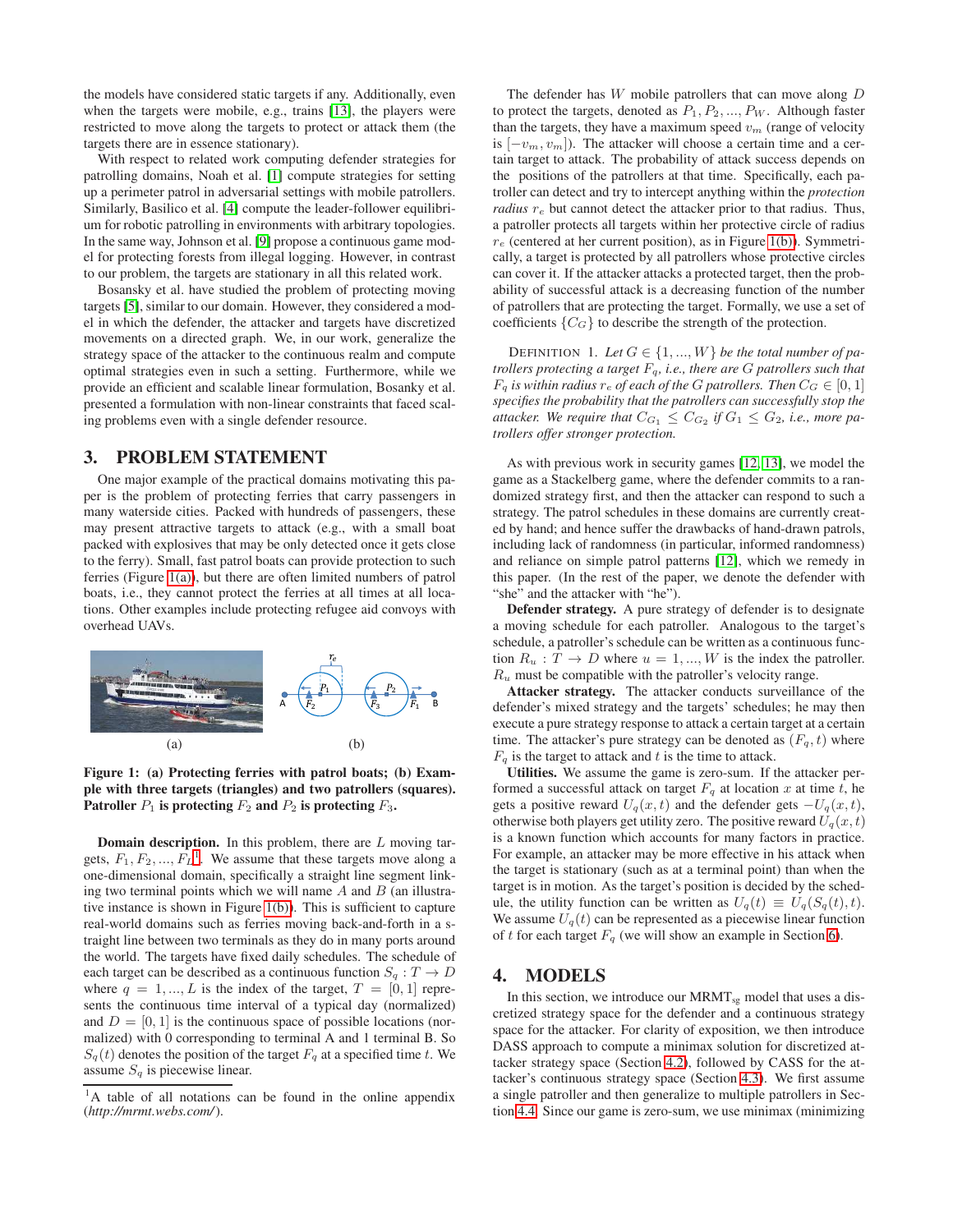the models have considered static targets if any. Additionally, even when the targets were mobile, e.g., trains [13], the players were restricted to move along the targets to protect or attack them (the targets there are in essence stationary).

With respect to related work computing defender strategies for patrolling domains, Noah et al. [1] compute strategies for setting up a perimeter patrol in adversarial settings with mobile patrollers. Similarly, Basilico et al. [4] compute the leader-follower equilibrium for robotic patrolling in environments with arbitrary topologies. In the same way, Johnson et al. [9] propose a continuous game model for protecting forests from illegal logging. However, in contrast to our problem, the targets are stationary in all this related work.

Bosansky et al. have studied the problem of protecting moving targets [5], similar to our domain. However, they considered a model in which the defender, the attacker and targets have discretized movements on a directed graph. We, in our work, generalize the strategy space of the attacker to the continuous realm and compute optimal strategies even in such a setting. Furthermore, while we provide an efficient and scalable linear formulation, Bosanky et al. presented a formulation with non-linear constraints that faced scaling problems even with a single defender resource.

## 3. PROBLEM STATEMENT

One major example of the practical domains motivating this paper is the problem of protecting ferries that carry passengers in many waterside cities. Packed with hundreds of passengers, these may present attractive targets to attack (e.g., with a small boat packed with explosives that may be only detected once it gets close to the ferry). Small, fast patrol boats can provide protection to such ferries (Figure 1(a)), but there are often limited numbers of patrol boats, i.e., they cannot protect the ferries at all times at all locations. Other examples include protecting refugee aid convoys with overhead UAVs.

**Figure 1: (a) Protecting ferries with patrol boats; (b) Example with three targets (triangles) and two patrollers (squares). Patroller $P_1$ is protecting $F_2$ and $P_2$ is protecting $F_3$.**

**Domain description.** In this problem, there are $L$ moving targets, $F_1, F_2, ..., F_L$[1]. We assume that these targets move along a one-dimensional domain, specifically a straight line segment linking two terminal points which we will name $A$ and $B$ (an illustrative instance is shown in Figure 1(b)). This is sufficient to capture real-world domains such as ferries moving back-and-forth in a straight line between two terminals as they do in many ports around the world. The targets have fixed daily schedules. The schedule of each target can be described as a continuous function $S_q : T \rightarrow D$ where $q = 1, ..., L$ is the index of the target, $T = [0, 1]$ represents the continuous time interval of a typical day (normalized) and $D = [0, 1]$ is the continuous space of possible locations (normalized) with 0 corresponding to terminal A and 1 terminal B. So $S_q(t)$ denotes the position of the target $F_q$ at a specified time $t$. We assume $S_q$ is piecewise linear.

[1] A table of all notations can be found in the online appendix (*http://mrmt.webs.com/*).

The defender has $W$ mobile patrollers that can move along $D$ to protect the targets, denoted as $P_1, P_2, ..., P_W$. Although faster than the targets, they have a maximum speed $v_m$ (range of velocity is $[-v_m, v_m]$). The attacker will choose a certain time and a certain target to attack. The probability of attack success depends on the positions of the patrollers at that time. Specifically, each patroller can detect and try to intercept anything within the *protection radius* $r_e$ but cannot detect the attacker prior to that radius. Thus, a patroller protects all targets within her protective circle of radius $r_e$ (centered at her current position), as in Figure 1(b). Symmetrically, a target is protected by all patrollers whose protective circles can cover it. If the attacker attacks a protected target, then the probability of successful attack is a decreasing function of the number of patrollers that are protecting the target. Formally, we use a set of coefficients $\{C_G\}$ to describe the strength of the protection.

DEFINITION 1. *Let $G \in \{1, ..., W\}$ be the total number of patrollers protecting a target $F_q$, i.e., there are $G$ patrollers such that $F_q$ is within radius $r_e$ of each of the $G$ patrollers. Then $C_G \in [0, 1]$ specifies the probability that the patrollers can successfully stop the attacker. We require that $C_{G_1} \leq C_{G_2}$ if $G_1 \leq G_2$, i.e., more patrollers offer stronger protection.*

As with previous work in security games [12, 13], we model the game as a Stackelberg game, where the defender commits to a randomized strategy first, and then the attacker can respond to such a strategy. The patrol schedules in these domains are currently created by hand; and hence suffer the drawbacks of hand-drawn patrols, including lack of randomness (in particular, informed randomness) and reliance on simple patrol patterns [12], which we remedy in this paper. (In the rest of the paper, we denote the defender with "she" and the attacker with "he").

**Defender strategy.** A pure strategy of defender is to designate a moving schedule for each patroller. Analogous to the target's schedule, a patroller's schedule can be written as a continuous function $R_u : T \rightarrow D$ where $u = 1, ..., W$ is the index the patroller. $R_u$ must be compatible with the patroller's velocity range.

**Attacker strategy.** The attacker conducts surveillance of the defender's mixed strategy and the targets' schedules; he may then execute a pure strategy response to attack a certain target at a certain time. The attacker's pure strategy can be denoted as $(F_q, t)$ where $F_q$ is the target to attack and $t$ is the time to attack.

**Utilities.** We assume the game is zero-sum. If the attacker performed a successful attack on target $F_q$ at location $x$ at time $t$, he gets a positive reward $U_q(x, t)$ and the defender gets $-U_q(x, t)$, otherwise both players get utility zero. The positive reward $U_q(x, t)$ is a known function which accounts for many factors in practice. For example, an attacker may be more effective in his attack when the target is stationary (such as at a terminal point) than when the target is in motion. As the target's position is decided by the schedule, the utility function can be written as $U_q(t) \equiv U_q(S_q(t), t)$. We assume $U_q(t)$ can be represented as a piecewise linear function of $t$ for each target $F_q$ (we will show an example in Section 6).

## 4. MODELS

In this section, we introduce our MRMT$_{sg}$ model that uses a discretized strategy space for the defender and a continuous strategy space for the attacker. For clarity of exposition, we then introduce DASS approach to compute a minimax solution for discretized attacker strategy space (Section 4.2), followed by CASS for the attacker's continuous strategy space (Section 4.3). We first assume a single patroller and then generalize to multiple patrollers in Section 4.4. Since our game is zero-sum, we use minimax (minimizing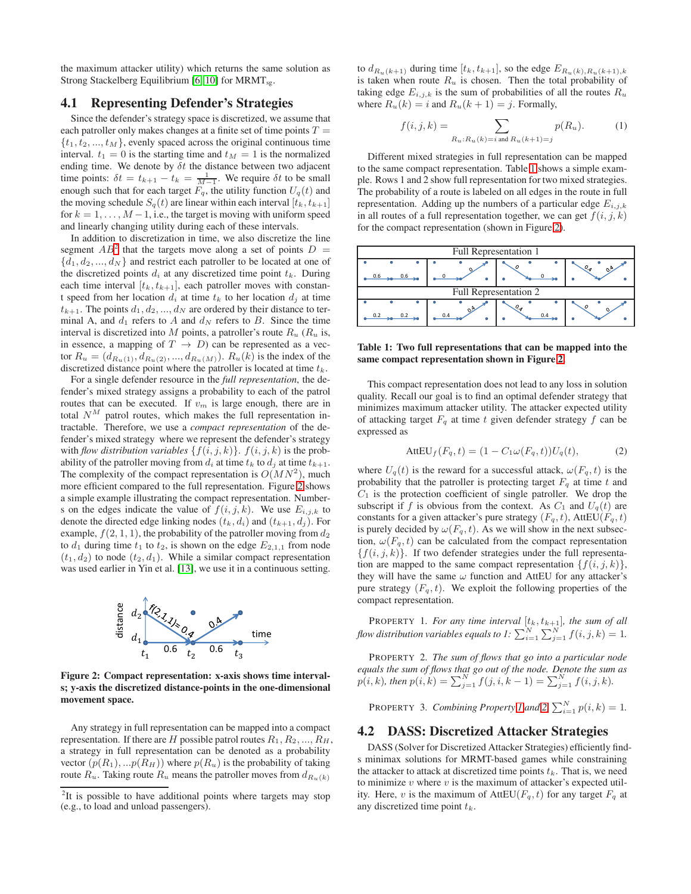the maximum attacker utility) which returns the same solution as Strong Stackelberg Equilibrium [6, 10] for MRMT$_{sg}$.

## 4.1 Representing Defender's Strategies

Since the defender's strategy space is discretized, we assume that each patroller only makes changes at a finite set of time points $T = \{t_1, t_2, ..., t_M\}$, evenly spaced across the original continuous time interval. $t_1 = 0$ is the starting time and $t_M = 1$ is the normalized ending time. We denote by $\delta t$ the distance between two adjacent time points: $\delta t = t_{k+1} - t_k = \frac{1}{M-1}$. We require $\delta t$ to be small enough such that for each target $F_q$, the utility function $U_q(t)$ and the moving schedule $S_q(t)$ are linear within each interval $[t_k, t_{k+1}]$ for $k = 1, \ldots, M-1$, i.e., the target is moving with uniform speed and linearly changing utility during each of these intervals.

In addition to discretization in time, we also discretize the line segment $AB$[2] that the targets move along a set of points $D = \{d_1, d_2, ..., d_N\}$ and restrict each patroller to be located at one of the discretized points $d_i$ at any discretized time point $t_k$. During each time interval $[t_k, t_{k+1}]$, each patroller moves with constant speed from her location $d_i$ at time $t_k$ to her location $d_j$ at time $t_{k+1}$. The points $d_1, d_2, ..., d_N$ are ordered by their distance to terminal A, and $d_1$ refers to $A$ and $d_N$ refers to $B$. Since the time interval is discretized into $M$ points, a patroller's route $R_u$ ($R_u$ is, in essence, a mapping of $T \rightarrow D$) can be represented as a vector $R_u = (d_{R_u(1)}, d_{R_u(2)}, ..., d_{R_u(M)})$. $R_u(k)$ is the index of the discretized distance point where the patroller is located at time $t_k$.

For a single defender resource in the *full representation*, the defender's mixed strategy assigns a probability to each of the patrol routes that can be executed. If $v_m$ is large enough, there are in total $N^M$ patrol routes, which makes the full representation intractable. Therefore, we use a *compact representation* of the defender's mixed strategy where we represent the defender's strategy with *flow distribution variables* $\{f(i, j, k)\}$. $f(i, j, k)$ is the probability of the patroller moving from $d_i$ at time $t_k$ to $d_j$ at time $t_{k+1}$. The complexity of the compact representation is $O(MN^2)$, much more efficient compared to the full representation. Figure 2 shows a simple example illustrating the compact representation. Numbers on the edges indicate the value of $f(i, j, k)$. We use $E_{i,j,k}$ to denote the directed edge linking nodes $(t_k, d_i)$ and $(t_{k+1}, d_j)$. For example, $f(2, 1, 1)$, the probability of the patroller moving from $d_2$ to $d_1$ during time $t_1$ to $t_2$, is shown on the edge $E_{2,1,1}$ from node $(t_1, d_2)$ to node $(t_2, d_1)$. While a similar compact representation was used earlier in Yin et al. [13], we use it in a continuous setting.

**Figure 2: Compact representation: x-axis shows time intervals; y-axis the discretized distance-points in the one-dimensional movement space.**

Any strategy in full representation can be mapped into a compact representation. If there are $H$ possible patrol routes $R_1, R_2, ..., R_H$, a strategy in full representation can be denoted as a probability vector $(p(R_1), ...p(R_H))$ where $p(R_u)$ is the probability of taking route $R_u$. Taking route $R_u$ means the patroller moves from $d_{R_u(k)}$ to $d_{R_u(k+1)}$ during time $[t_k, t_{k+1}]$, so the edge $E_{R_u(k), R_u(k+1), k}$ is taken when route $R_u$ is chosen. Then the total probability of taking edge $E_{i,j,k}$ is the sum of probabilities of all the routes $R_u$ where $R_u(k) = i$ and $R_u(k+1) = j$. Formally,

$$f(i, j, k) = \sum_{R_u : R_u(k) = i \text{ and } R_u(k+1) = j} p(R_u). \tag{1}$$

Different mixed strategies in full representation can be mapped to the same compact representation. Table 1 shows a simple example. Rows 1 and 2 show full representation for two mixed strategies. The probability of a route is labeled on all edges in the route in full representation. Adding up the numbers of a particular edge $E_{i,j,k}$ in all routes of a full representation together, we can get $f(i, j, k)$ for the compact representation (shown in Figure 2).

| Full Representation 1 | | | |
|---|---|---|---|
| 0.6, 0.6 | 0, 0 | 0, 0 | 0.4, 0.4 |
| **Full Representation 2** | | | |
| 0.2, 0.2 | 0.4, 0.4 | 0.4, 0.4 | 0, 0 |

**Table 1: Two full representations that can be mapped into the same compact representation shown in Figure 2.**

This compact representation does not lead to any loss in solution quality. Recall our goal is to find an optimal defender strategy that minimizes maximum attacker utility. The attacker expected utility of attacking target $F_q$ at time $t$ given defender strategy $f$ can be expressed as

$$\text{AttEU}_f(F_q, t) = (1 - C_1 \omega(F_q, t)) U_q(t), \tag{2}$$

where $U_q(t)$ is the reward for a successful attack, $\omega(F_q, t)$ is the probability that the patroller is protecting target $F_q$ at time $t$ and $C_1$ is the protection coefficient of single patroller. We drop the subscript if $f$ is obvious from the context. As $C_1$ and $U_q(t)$ are constants for a given attacker's pure strategy $(F_q, t)$, AttEU$(F_q, t)$ is purely decided by $\omega(F_q, t)$. As we will show in the next subsection, $\omega(F_q, t)$ can be calculated from the compact representation $\{f(i, j, k)\}$. If two defender strategies under the full representation are mapped to the same compact representation $\{f(i, j, k)\}$, they will have the same $\omega$ function and AttEU for any attacker's pure strategy $(F_q, t)$. We exploit the following properties of the compact representation.

PROPERTY 1. *For any time interval $[t_k, t_{k+1}]$, the sum of all flow distribution variables equals to 1: $\sum_{i=1}^{N} \sum_{j=1}^{N} f(i, j, k) = 1$.*

PROPERTY 2. *The sum of flows that go into a particular node equals the sum of flows that go out of the node. Denote the sum as $p(i, k)$, then $p(i, k) = \sum_{j=1}^{N} f(j, i, k-1) = \sum_{j=1}^{N} f(i, j, k)$.*

PROPERTY 3. *Combining Property 1 and 2, $\sum_{i=1}^{N} p(i, k) = 1$.*

## 4.2 DASS: Discretized Attacker Strategies

DASS (Solver for Discretized Attacker Strategies) efficiently finds minimax solutions for MRMT-based games while constraining the attacker to attack at discretized time points $t_k$. That is, we need to minimize $v$ where $v$ is the maximum of attacker's expected utility. Here, $v$ is the maximum of AttEU$(F_q, t)$ for any target $F_q$ at any discretized time point $t_k$.

[2] It is possible to have additional points where targets may stop (e.g., to load and unload passengers).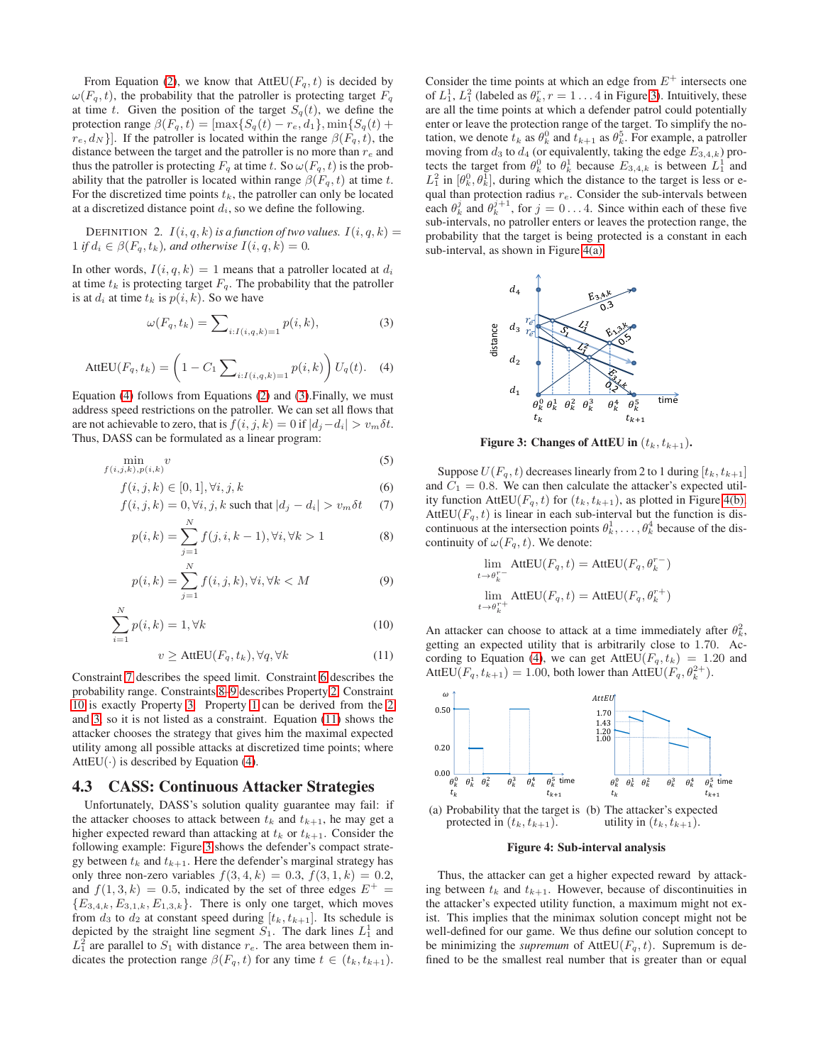From Equation (2), we know that $\text{AttEU}(F_q, t)$ is decided by $\omega(F_q, t)$, the probability that the patroller is protecting target $F_q$ at time $t$. Given the position of the target $S_q(t)$, we define the protection range $\beta(F_q, t) = [\max\{S_q(t) - r_e, d_1\}, \min\{S_q(t) + r_e, d_N\}]$. If the patroller is located within the range $\beta(F_q, t)$, the distance between the target and the patroller is no more than $r_e$ and thus the patroller is protecting $F_q$ at time $t$. So $\omega(F_q, t)$ is the probability that the patroller is located within range $\beta(F_q, t)$ at time $t$. For the discretized time points $t_k$, the patroller can only be located at a discretized distance point $d_i$, so we define the following.

DEFINITION 2. *$I(i, q, k)$ is a function of two values. $I(i, q, k) = 1$ if $d_i \in \beta(F_q, t_k)$, and otherwise $I(i, q, k) = 0$.*

In other words, $I(i, q, k) = 1$ means that a patroller located at $d_i$ at time $t_k$ is protecting target $F_q$. The probability that the patroller is at $d_i$ at time $t_k$ is $p(i, k)$. So we have

$$\omega(F_q, t_k) = \sum_{i:I(i,q,k)=1} p(i, k), \tag{3}$$

$$\text{AttEU}(F_q, t_k) = \left(1 - C_1 \sum_{i:I(i,q,k)=1} p(i, k)\right) U_q(t). \tag{4}$$

Equation (4) follows from Equations (2) and (3).Finally, we must address speed restrictions on the patroller. We can set all flows that are not achievable to zero, that is $f(i, j, k) = 0$ if $|d_j - d_i| > v_m \delta t$. Thus, DASS can be formulated as a linear program:

$$\min_{f(i,j,k), p(i,k)} v \tag{5}$$

$$f(i, j, k) \in [0, 1], \forall i, j, k \tag{6}$$

$$f(i, j, k) = 0, \forall i, j, k \text{ such that } |d_j - d_i| > v_m \delta t \tag{7}$$

$$p(i, k) = \sum_{j=1}^{N} f(j, i, k-1), \forall i, \forall k > 1 \tag{8}$$

$$p(i, k) = \sum_{j=1}^{N} f(i, j, k), \forall i, \forall k < M \tag{9}$$

$$\sum_{i=1}^{N} p(i, k) = 1, \forall k \tag{10}$$

$$v \geq \text{AttEU}(F_q, t_k), \forall q, \forall k \tag{11}$$

Constraint 7 describes the speed limit. Constraint 6 describes the probability range. Constraints 8–9 describes Property 2. Constraint 10 is exactly Property 3. Property 1 can be derived from the 2 and 3, so it is not listed as a constraint. Equation (11) shows the attacker chooses the strategy that gives him the maximal expected utility among all possible attacks at discretized time points; where $\text{AttEU}(\cdot)$ is described by Equation (4).

## 4.3 CASS: Continuous Attacker Strategies

Unfortunately, DASS's solution quality guarantee may fail: if the attacker chooses to attack between $t_k$ and $t_{k+1}$, he may get a higher expected reward than attacking at $t_k$ or $t_{k+1}$. Consider the following example: Figure 3 shows the defender's compact strategy between $t_k$ and $t_{k+1}$. Here the defender's marginal strategy has only three non-zero variables $f(3, 4, k) = 0.3$, $f(3, 1, k) = 0.2$, and $f(1, 3, k) = 0.5$, indicated by the set of three edges $E^+ = \{E_{3,4,k}, E_{3,1,k}, E_{1,3,k}\}$. There is only one target, which moves from $d_3$ to $d_2$ at constant speed during $[t_k, t_{k+1}]$. Its schedule is depicted by the straight line segment $S_1$. The dark lines $L_1^1$ and $L_1^2$ are parallel to $S_1$ with distance $r_e$. The area between them indicates the protection range $\beta(F_q, t)$ for any time $t \in (t_k, t_{k+1})$. Consider the time points at which an edge from $E^+$ intersects one of $L_1^1$, $L_1^2$ (labeled as $\theta_k^r, r = 1 \ldots 4$ in Figure 3). Intuitively, these are all the time points at which a defender patrol could potentially enter or leave the protection range of the target. To simplify the notation, we denote $t_k$ as $\theta_k^0$ and $t_{k+1}$ as $\theta_k^5$. For example, a patroller moving from $d_3$ to $d_4$ (or equivalently, taking the edge $E_{3,4,k}$) protects the target from $\theta_k^0$ to $\theta_k^1$ because $E_{3,4,k}$ is between $L_1^1$ and $L_1^2$ in $[\theta_k^0, \theta_k^1]$, during which the distance to the target is less or equal than protection radius $r_e$. Consider the sub-intervals between each $\theta_k^j$ and $\theta_k^{j+1}$, for $j = 0 \ldots 4$. Since within each of these five sub-intervals, no patroller enters or leaves the protection range, the probability that the target is being protected is a constant in each sub-interval, as shown in Figure 4(a).

**Figure 3: Changes of AttEU in $(t_k, t_{k+1})$.**

Suppose $U(F_q, t)$ decreases linearly from 2 to 1 during $[t_k, t_{k+1}]$ and $C_1 = 0.8$. We can then calculate the attacker's expected utility function $\text{AttEU}(F_q, t)$ for $(t_k, t_{k+1})$, as plotted in Figure 4(b). $\text{AttEU}(F_q, t)$ is linear in each sub-interval but the function is discontinuous at the intersection points $\theta_k^1, \ldots, \theta_k^4$ because of the discontinuity of $\omega(F_q, t)$. We denote:

$$\lim_{t \to \theta_k^{r-}} \text{AttEU}(F_q, t) = \text{AttEU}(F_q, \theta_k^{r-})$$

$$\lim_{t \to \theta_k^{r+}} \text{AttEU}(F_q, t) = \text{AttEU}(F_q, \theta_k^{r+})$$

An attacker can choose to attack at a time immediately after $\theta_k^2$, getting an expected utility that is arbitrarily close to 1.70. According to Equation (4), we can get $\text{AttEU}(F_q, t_k) = 1.20$ and $\text{AttEU}(F_q, t_{k+1}) = 1.00$, both lower than $\text{AttEU}(F_q, \theta_k^{2+})$.

(a) Probability that the target is protected in $(t_k, t_{k+1})$.

(b) The attacker's expected utility in $(t_k, t_{k+1})$.

**Figure 4: Sub-interval analysis**

Thus, the attacker can get a higher expected reward by attacking between $t_k$ and $t_{k+1}$. However, because of discontinuities in the attacker's expected utility function, a maximum might not exist. This implies that the minimax solution concept might not be well-defined for our game. We thus define our solution concept to be minimizing the *supremum* of $\text{AttEU}(F_q, t)$. Supremum is defined to be the smallest real number that is greater than or equal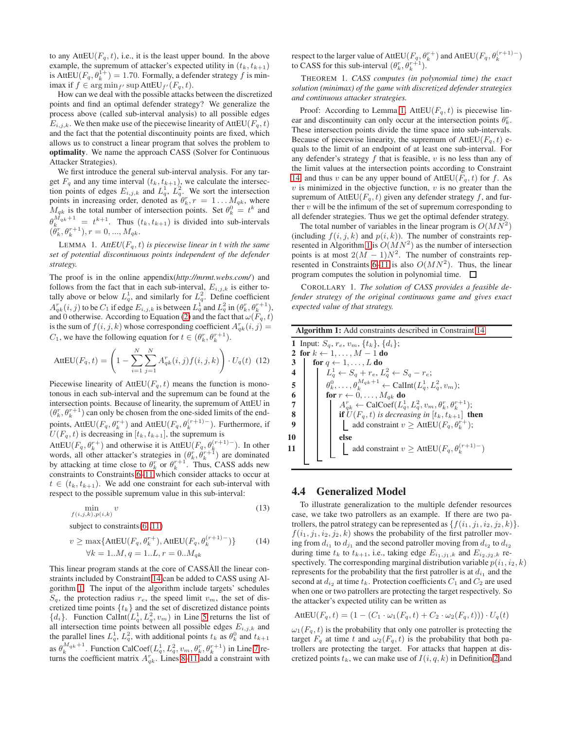to any AttEU$(F_q, t)$, i.e., it is the least upper bound. In the above example, the supremum of attacker's expected utility in $(t_k, t_{k+1})$ is AttEU$(F_q, \theta_k^{1+}) = 1.70$. Formally, a defender strategy $f$ is minimax if $f \in \arg\min_{f'} \sup \text{AttEU}_{f'}(F_q, t)$.

How can we deal with the possible attacks between the discretized points and find an optimal defender strategy? We generalize the process above (called sub-interval analysis) to all possible edges $E_{i,j,k}$. We then make use of the piecewise linearity of AttEU$(F_q, t)$ and the fact that the potential discontinuity points are fixed, which allows us to construct a linear program that solves the problem to **optimality**. We name the approach CASS (Solver for Continuous Attacker Strategies).

We first introduce the general sub-interval analysis. For any target $F_q$ and any time interval $(t_k, t_{k+1})$, we calculate the intersection points of edges $E_{i,j,k}$ and $L_q^1$, $L_q^2$. We sort the intersection points in increasing order, denoted as $\theta_k^r, r = 1 \ldots M_{qk}$, where $M_{qk}$ is the total number of intersection points. Set $\theta_k^0 = t^k$ and $\theta_k^{M_{qk}+1} = t^{k+1}$. Thus $(t_k, t_{k+1})$ is divided into sub-intervals $(\theta_k^r, \theta_k^{r+1}), r = 0, ..., M_{qk}$.

LEMMA 1. *AttEU$(F_q, t)$ is piecewise linear in t with the same set of potential discontinuous points independent of the defender strategy.*

The proof is in the online appendix(*http://mrmt.webs.com/*) and follows from the fact that in each sub-interval, $E_{i,j,k}$ is either totally above or below $L_q^1$, and similarly for $L_q^2$. Define coefficient $A_{qk}^r(i,j)$ to be $C_1$ if edge $E_{i,j,k}$ is between $L_q^1$ and $L_q^2$ in $(\theta_k^r, \theta_k^{r+1})$, and 0 otherwise. According to Equation (2) and the fact that $\omega(F_q, t)$ is the sum of $f(i,j,k)$ whose corresponding coefficient $A_{qk}^r(i,j) = C_1$, we have the following equation for $t \in (\theta_k^r, \theta_k^{r+1})$.

$$\text{AttEU}(F_q, t) = \left(1 - \sum_{i=1}^{N}\sum_{j=1}^{N} A_{qk}^r(i,j) f(i,j,k)\right) \cdot U_q(t) \quad (12)$$

Piecewise linearity of AttEU$(F_q, t)$ means the function is monotonous in each sub-interval and the supremum can be found at the intersection points. Because of linearity, the supremum of AttEU in $(\theta_k^r, \theta_k^{r+1})$ can only be chosen from the one-sided limits of the endpoints, AttEU$(F_q, \theta_k^{r+})$ and AttEU$(F_q, \theta_k^{(r+1)-})$. Furthermore, if $U(F_q, t)$ is decreasing in $[t_k, t_{k+1}]$, the supremum is AttEU$(F_q, \theta_k^{r+})$ and otherwise it is AttEU$(F_q, \theta_k^{(r+1)-})$. In other words, all other attacker's strategies in $(\theta_k^r, \theta_k^{r+1})$ are dominated by attacking at time close to $\theta_k^r$ or $\theta_k^{r+1}$. Thus, CASS adds new constraints to Constraints 6–11 which consider attacks to occur at $t \in (t_k, t_{k+1})$. We add one constraint for each sub-interval with respect to the possible supremum value in this sub-interval:

$$\min_{f(i,j,k), p(i,k)} v \quad (13)$$

subject to constraints (6 . . . 11)

$$v \geq \max\{\text{AttEU}(F_q, \theta_k^{r+}), \text{AttEU}(F_q, \theta_k^{(r+1)-})\} \quad (14)$$
$$\forall k = 1..M, q = 1..L, r = 0..M_{qk}$$

This linear program stands at the core of CASSÀll the linear constraints included by Constraint 14 can be added to CASS using Algorithm 1. The input of the algorithm include targets' schedules $S_q$, the protection radius $r_e$, the speed limit $v_m$, the set of discretized time points $\{t_k\}$ and the set of discretized distance points $\{d_i\}$. Function CalInt$(L_q^1, L_q^2, v_m)$ in Line 5 returns the list of all intersection time points between all possible edges $E_{i,j,k}$ and the parallel lines $L_q^1$, $L_q^2$, with additional points $t_k$ as $\theta_k^0$ and $t_{k+1}$ as $\theta_k^{M_{qk}+1}$. Function CalCoef$(L_q^1, L_q^2, v_m, \theta_k^r, \theta_k^{r+1})$ in Line 7 returns the coefficient matrix $A_{qk}^r$. Lines 8-11 add a constraint with respect to the larger value of AttEU$(F_q, \theta_k^{r+})$ and AttEU$(F_q, \theta_k^{(r+1)-})$ to CASS for this sub-interval $(\theta_k^r, \theta_k^{r+1})$.

THEOREM 1. *CASS computes (in polynomial time) the exact solution (minimax) of the game with discretized defender strategies and continuous attacker strategies.*

Proof: According to Lemma 1, AttEU$(F_q, t)$ is piecewise linear and discontinuity can only occur at the intersection points $\theta_k^r$. These intersection points divide the time space into sub-intervals. Because of piecewise linearity, the supremum of AttEU$(F_q, t)$ equals to the limit of an endpoint of at least one sub-interval. For any defender's strategy $f$ that is feasible, $v$ is no less than any of the limit values at the intersection points according to Constraint 14 and thus $v$ can be any upper bound of AttEU$(F_q, t)$ for $f$. As $v$ is minimized in the objective function, $v$ is no greater than the supremum of AttEU$(F_q, t)$ given any defender strategy $f$, and further $v$ will be the infimum of the set of supremum corresponding to all defender strategies. Thus we get the optimal defender strategy.

The total number of variables in the linear program is $O(MN^2)$ (including $f(i,j,k)$ and $p(i,k)$). The number of constraints represented in Algorithm 1 is $O(MN^2)$ as the number of intersection points is at most $2(M-1)N^2$. The number of constraints represented in Constraints 6-11 is also $O(MN^2)$. Thus, the linear program computes the solution in polynomial time. □

COROLLARY 1. *The solution of CASS provides a feasible defender strategy of the original continuous game and gives exact expected value of that strategy.*

**Algorithm 1:** Add constraints described in Constraint 14

```
1  Input: S_q, r_e, v_m, {t_k}, {d_i};
2  for k ← 1, ..., M − 1 do
3      for q ← 1, ..., L do
4          L_q^1 ← S_q + r_e, L_q^2 ← S_q − r_e;
5          θ_k^0, ..., θ_k^{M_qk+1} ← CalInt(L_q^1, L_q^2, v_m);
6          for r ← 0, ..., M_qk do
7              A_qk^r ← CalCoef(L_q^1, L_q^2, v_m, θ_k^r, θ_k^{r+1});
8              if U(F_q, t) is decreasing in [t_k, t_{k+1}] then
9                  add constraint v ≥ AttEU(F_q, θ_k^{r+});
10             else
11                 add constraint v ≥ AttEU(F_q, θ_k^{(r+1)−})
```

## 4.4 Generalized Model

To illustrate generalization to the multiple defender resources case, we take two patrollers as an example. If there are two patrollers, the patrol strategy can be represented as $\{f(i_1, j_1, i_2, j_2, k)\}$. $f(i_1, j_1, i_2, j_2, k)$ shows the probability of the first patroller moving from $d_{i_1}$ to $d_{j_1}$ and the second patroller moving from $d_{i_2}$ to $d_{i_2}$ during time $t_k$ to $t_{k+1}$, i.e., taking edge $E_{i_1,j_1,k}$ and $E_{i_2,j_2,k}$ respectively. The corresponding marginal distribution variable $p(i_1, i_2, k)$ represents for the probability that the first patroller is at $d_{i_1}$ and the second patroller is at $d_{i_2}$ at time $t_k$. Protection coefficients $C_1$ and $C_2$ are used when one or two patrollers are protecting the target respectively. So the attacker's expected utility can be written as

$$\text{AttEU}(F_q, t) = (1 - (C_1 \cdot \omega_1(F_q, t) + C_2 \cdot \omega_2(F_q, t))) \cdot U_q(t)$$

$\omega_1(F_q, t)$ is the probability that only one patroller is protecting the target $F_q$ at time $t$ and $\omega_2(F_q, t)$ is the probability that both patrollers are protecting the target. For attacks that happen at discretized points $t_k$, we can make use of $I(i, q, k)$ in Definition 2 and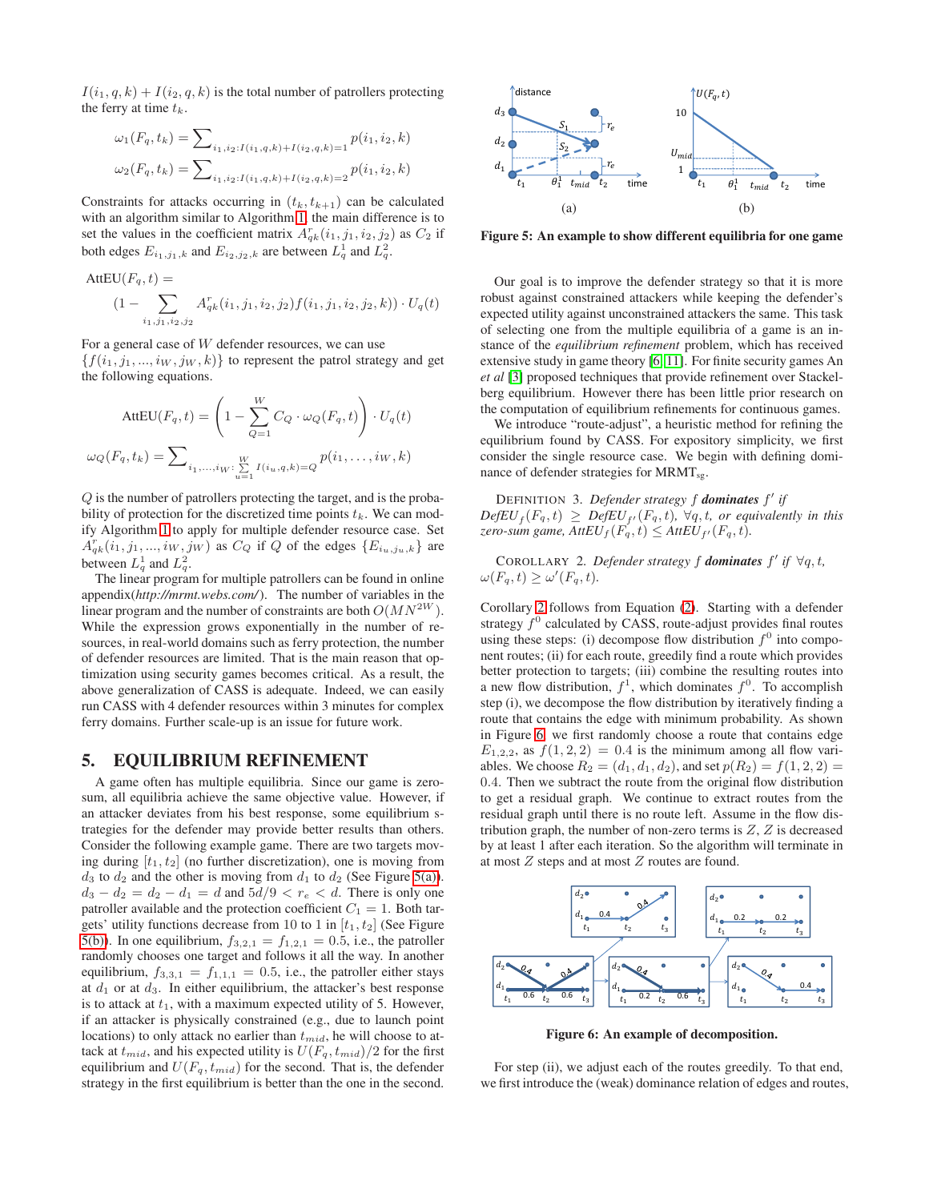$I(i_1, q, k) + I(i_2, q, k)$ is the total number of patrollers protecting the ferry at time $t_k$.

$$\omega_1(F_q, t_k) = \sum\nolimits_{i_1, i_2 : I(i_1,q,k)+I(i_2,q,k)=1} p(i_1, i_2, k)$$

$$\omega_2(F_q, t_k) = \sum\nolimits_{i_1, i_2 : I(i_1,q,k)+I(i_2,q,k)=2} p(i_1, i_2, k)$$

Constraints for attacks occurring in $(t_k, t_{k+1})$ can be calculated with an algorithm similar to Algorithm 1, the main difference is to set the values in the coefficient matrix $A^r_{qk}(i_1, j_1, i_2, j_2)$ as $C_2$ if both edges $E_{i_1,j_1,k}$ and $E_{i_2,j_2,k}$ are between $L^1_q$ and $L^2_q$.

$$\text{AttEU}(F_q, t) = (1 - \sum_{i_1,j_1,i_2,j_2} A^r_{qk}(i_1, j_1, i_2, j_2) f(i_1, j_1, i_2, j_2, k)) \cdot U_q(t)$$

For a general case of $W$ defender resources, we can use $\{f(i_1, j_1, ..., i_W, j_W, k)\}$ to represent the patrol strategy and get the following equations.

$$\text{AttEU}(F_q, t) = \left(1 - \sum_{Q=1}^{W} C_Q \cdot \omega_Q(F_q, t)\right) \cdot U_q(t)$$

$$\omega_Q(F_q, t_k) = \sum\nolimits_{i_1,...,i_W : \sum_{u=1}^{W} I(i_u,q,k)=Q} p(i_1, \ldots, i_W, k)$$

$Q$ is the number of patrollers protecting the target, and is the probability of protection for the discretized time points $t_k$. We can modify Algorithm 1 to apply for multiple defender resource case. Set $A^r_{qk}(i_1, j_1, ..., i_W, j_W)$ as $C_Q$ if $Q$ of the edges $\{E_{i_u,j_u,k}\}$ are between $L^1_q$ and $L^2_q$.

The linear program for multiple patrollers can be found in online appendix(*http://mrmt.webs.com/*). The number of variables in the linear program and the number of constraints are both $O(MN^{2W})$. While the expression grows exponentially in the number of resources, in real-world domains such as ferry protection, the number of defender resources are limited. That is the main reason that optimization using security games becomes critical. As a result, the above generalization of CASS is adequate. Indeed, we can easily run CASS with 4 defender resources within 3 minutes for complex ferry domains. Further scale-up is an issue for future work.

## 5. EQUILIBRIUM REFINEMENT

A game often has multiple equilibria. Since our game is zero-sum, all equilibria achieve the same objective value. However, if an attacker deviates from his best response, some equilibrium strategies for the defender may provide better results than others. Consider the following example game. There are two targets moving during $[t_1, t_2]$ (no further discretization), one is moving from $d_3$ to $d_2$ and the other is moving from $d_1$ to $d_2$ (See Figure 5(a)). $d_3 - d_2 = d_2 - d_1 = d$ and $5d/9 < r_e < d$. There is only one patroller available and the protection coefficient $C_1 = 1$. Both targets' utility functions decrease from 10 to 1 in $[t_1, t_2]$ (See Figure 5(b)). In one equilibrium, $f_{3,2,1} = f_{1,2,1} = 0.5$, i.e., the patroller randomly chooses one target and follows it all the way. In another equilibrium, $f_{3,3,1} = f_{1,1,1} = 0.5$, i.e., the patroller either stays at $d_1$ or at $d_3$. In either equilibrium, the attacker's best response is to attack at $t_1$, with a maximum expected utility of 5. However, if an attacker is physically constrained (e.g., due to launch point locations) to only attack no earlier than $t_{mid}$, he will choose to attack at $t_{mid}$, and his expected utility is $U(F_q, t_{mid})/2$ for the first equilibrium and $U(F_q, t_{mid})$ for the second. That is, the defender strategy in the first equilibrium is better than the one in the second.

**Figure 5: An example to show different equilibria for one game**

Our goal is to improve the defender strategy so that it is more robust against constrained attackers while keeping the defender's expected utility against unconstrained attackers the same. This task of selecting one from the multiple equilibria of a game is an instance of the *equilibrium refinement* problem, which has received extensive study in game theory [6, 11]. For finite security games An *et al* [3] proposed techniques that provide refinement over Stackelberg equilibrium. However there has been little prior research on the computation of equilibrium refinements for continuous games.

We introduce "route-adjust", a heuristic method for refining the equilibrium found by CASS. For expository simplicity, we first consider the single resource case. We begin with defining dominance of defender strategies for MRMT$_{sg}$.

Definition 3. *Defender strategy $f$* ***dominates*** *$f'$ if $DefEU_f(F_q, t) \geq DefEU_{f'}(F_q, t)$, $\forall q, t$, or equivalently in this zero-sum game, $AttEU_f(F_q, t) \leq AttEU_{f'}(F_q, t)$.*

Corollary 2. *Defender strategy $f$* ***dominates*** *$f'$ if $\forall q, t$, $\omega(F_q, t) \geq \omega'(F_q, t)$.*

Corollary 2 follows from Equation (2). Starting with a defender strategy $f^0$ calculated by CASS, route-adjust provides final routes using these steps: (i) decompose flow distribution $f^0$ into component routes; (ii) for each route, greedily find a route which provides better protection to targets; (iii) combine the resulting routes into a new flow distribution, $f^1$, which dominates $f^0$. To accomplish step (i), we decompose the flow distribution by iteratively finding a route that contains the edge with minimum probability. As shown in Figure 6, we first randomly choose a route that contains edge $E_{1,2,2}$, as $f(1, 2, 2) = 0.4$ is the minimum among all flow variables. We choose $R_2 = (d_1, d_1, d_2)$, and set $p(R_2) = f(1, 2, 2) = 0.4$. Then we subtract the route from the original flow distribution to get a residual graph. We continue to extract routes from the residual graph until there is no route left. Assume in the flow distribution graph, the number of non-zero terms is $Z$, $Z$ is decreased by at least 1 after each iteration. So the algorithm will terminate in at most $Z$ steps and at most $Z$ routes are found.

**Figure 6: An example of decomposition.**

For step (ii), we adjust each of the routes greedily. To that end, we first introduce the (weak) dominance relation of edges and routes,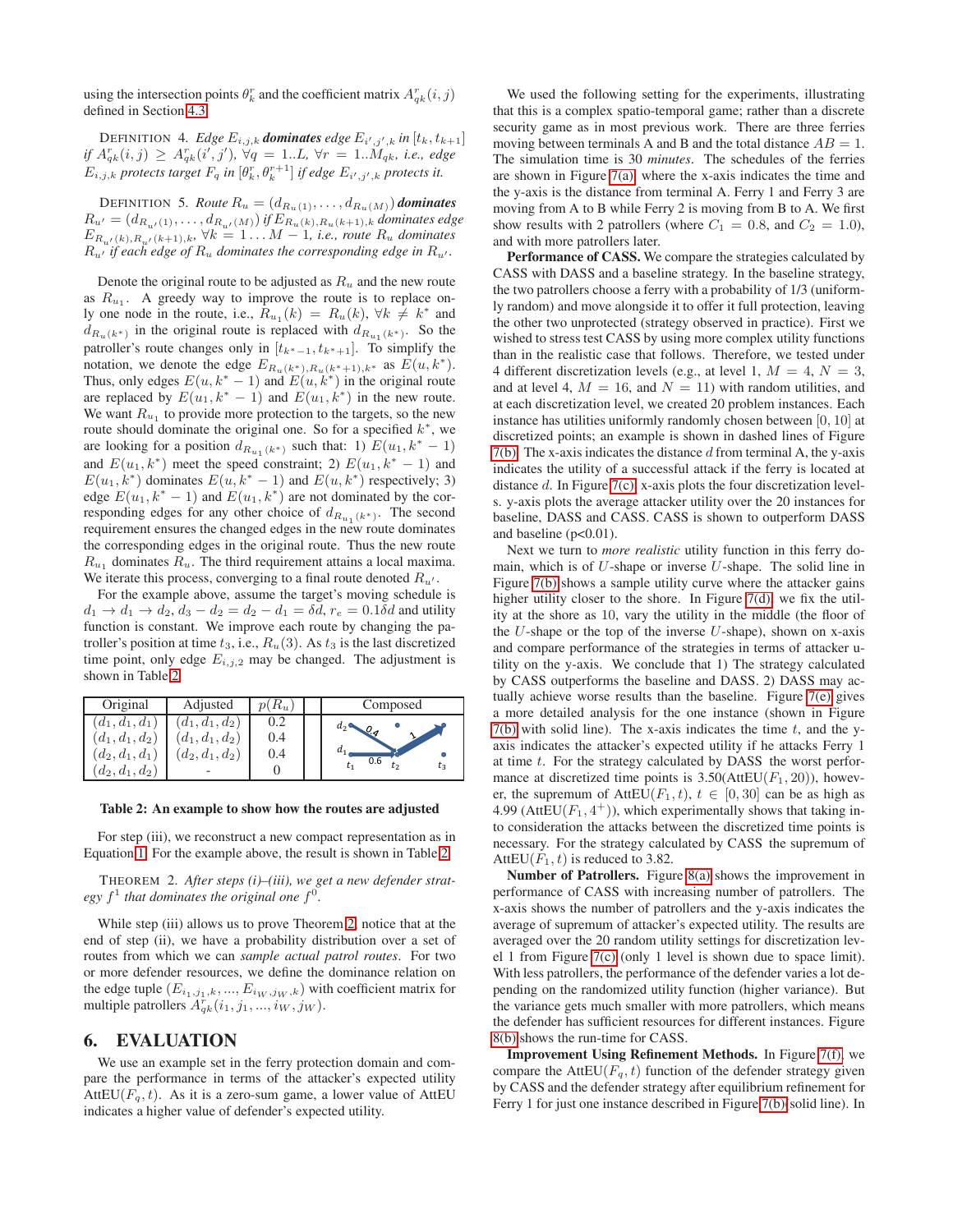using the intersection points $\theta_k^r$ and the coefficient matrix $A_{qk}^r(i,j)$ defined in Section 4.3.

DEFINITION 4. *Edge $E_{i,j,k}$ **dominates** edge $E_{i',j',k}$ in $[t_k, t_{k+1}]$ if $A_{qk}^r(i,j) \geq A_{qk}^r(i',j')$, $\forall q = 1..L$, $\forall r = 1..M_{qk}$, i.e., edge $E_{i,j,k}$ protects target $F_q$ in $[\theta_k^r, \theta_k^{r+1}]$ if edge $E_{i',j',k}$ protects it.*

DEFINITION 5. *Route $R_u = (d_{R_u(1)}, \ldots, d_{R_u(M)})$ **dominates** $R_{u'} = (d_{R_{u'}(1)}, \ldots, d_{R_{u'}(M)})$ if $E_{R_u(k),R_u(k+1),k}$ dominates edge $E_{R_{u'}(k),R_{u'}(k+1),k}$, $\forall k = 1 \ldots M-1$, i.e., route $R_u$ dominates $R_{u'}$ if each edge of $R_u$ dominates the corresponding edge in $R_{u'}$.*

Denote the original route to be adjusted as $R_u$ and the new route as $R_{u_1}$. A greedy way to improve the route is to replace only one node in the route, i.e., $R_{u_1}(k) = R_u(k)$, $\forall k \neq k^*$ and $d_{R_u(k^*)}$ in the original route is replaced with $d_{R_{u_1}(k^*)}$. So the patroller's route changes only in $[t_{k^*-1}, t_{k^*+1}]$. To simplify the notation, we denote the edge $E_{R_u(k^*),R_u(k^*+1),k^*}$ as $E(u, k^*)$. Thus, only edges $E(u, k^*-1)$ and $E(u, k^*)$ in the original route are replaced by $E(u_1, k^*-1)$ and $E(u_1, k^*)$ in the new route. We want $R_{u_1}$ to provide more protection to the targets, so the new route should dominate the original one. So for a specified $k^*$, we are looking for a position $d_{R_{u_1}(k^*)}$ such that: 1) $E(u_1, k^*-1)$ and $E(u_1, k^*)$ meet the speed constraint; 2) $E(u_1, k^*-1)$ and $E(u_1, k^*)$ dominates $E(u, k^*-1)$ and $E(u, k^*)$ respectively; 3) edge $E(u_1, k^*-1)$ and $E(u_1, k^*)$ are not dominated by the corresponding edges for any other choice of $d_{R_{u_1}(k^*)}$. The second requirement ensures the changed edges in the new route dominates the corresponding edges in the original route. Thus the new route $R_{u_1}$ dominates $R_u$. The third requirement attains a local maxima. We iterate this process, converging to a final route denoted $R_{u'}$.

For the example above, assume the target's moving schedule is $d_1 \to d_1 \to d_2$, $d_3 - d_2 = d_2 - d_1 = \delta d$, $r_e = 0.1\delta d$ and utility function is constant. We improve each route by changing the patroller's position at time $t_3$, i.e., $R_u(3)$. As $t_3$ is the last discretized time point, only edge $E_{i,j,2}$ may be changed. The adjustment is shown in Table 2.

| Original | Adjusted | $p(R_u)$ | Composed |
|---|---|---|---|
| $(d_1, d_1, d_1)$ | $(d_1, d_1, d_2)$ | 0.2 | |
| $(d_1, d_1, d_2)$ | $(d_1, d_1, d_2)$ | 0.4 | |
| $(d_2, d_1, d_1)$ | $(d_2, d_1, d_2)$ | 0.4 | |
| $(d_2, d_1, d_2)$ | - | 0 | |

**Table 2: An example to show how the routes are adjusted**

For step (iii), we reconstruct a new compact representation as in Equation 1. For the example above, the result is shown in Table 2.

THEOREM 2. *After steps (i)–(iii), we get a new defender strategy $f^1$ that dominates the original one $f^0$.*

While step (iii) allows us to prove Theorem 2, notice that at the end of step (ii), we have a probability distribution over a set of routes from which we can *sample actual patrol routes*. For two or more defender resources, we define the dominance relation on the edge tuple $(E_{i_1,j_1,k}, \ldots, E_{i_W,j_W,k})$ with coefficient matrix for multiple patrollers $A_{qk}^r(i_1, j_1, \ldots, i_W, j_W)$.

## 6. EVALUATION

We use an example set in the ferry protection domain and compare the performance in terms of the attacker's expected utility $\text{AttEU}(F_q, t)$. As it is a zero-sum game, a lower value of AttEU indicates a higher value of defender's expected utility.

We used the following setting for the experiments, illustrating that this is a complex spatio-temporal game; rather than a discrete security game as in most previous work. There are three ferries moving between terminals A and B and the total distance $AB = 1$. The simulation time is 30 *minutes*. The schedules of the ferries are shown in Figure 7(a), where the x-axis indicates the time and the y-axis is the distance from terminal A. Ferry 1 and Ferry 3 are moving from A to B while Ferry 2 is moving from B to A. We first show results with 2 patrollers (where $C_1 = 0.8$, and $C_2 = 1.0$), and with more patrollers later.

**Performance of CASS.** We compare the strategies calculated by CASS with DASS and a baseline strategy. In the baseline strategy, the two patrollers choose a ferry with a probability of 1/3 (uniformly random) and move alongside it to offer it full protection, leaving the other two unprotected (strategy observed in practice). First we wished to stress test CASS by using more complex utility functions than in the realistic case that follows. Therefore, we tested under 4 different discretization levels (e.g., at level 1, $M = 4$, $N = 3$, and at level 4, $M = 16$, and $N = 11$) with random utilities, and at each discretization level, we created 20 problem instances. Each instance has utilities uniformly randomly chosen between $[0, 10]$ at discretized points; an example is shown in dashed lines of Figure 7(b). The x-axis indicates the distance $d$ from terminal A, the y-axis indicates the utility of a successful attack if the ferry is located at distance $d$. In Figure 7(c), x-axis plots the four discretization levels. y-axis plots the average attacker utility over the 20 instances for baseline, DASS and CASS. CASS is shown to outperform DASS and baseline (p<0.01).

Next we turn to *more realistic* utility function in this ferry domain, which is of $U$-shape or inverse $U$-shape. The solid line in Figure 7(b) shows a sample utility curve where the attacker gains higher utility closer to the shore. In Figure 7(d), we fix the utility at the shore as 10, vary the utility in the middle (the floor of the $U$-shape or the top of the inverse $U$-shape), shown on x-axis and compare performance of the strategies in terms of attacker utility on the y-axis. We conclude that 1) The strategy calculated by CASS outperforms the baseline and DASS. 2) DASS may actually achieve worse results than the baseline. Figure 7(e) gives a more detailed analysis for the one instance (shown in Figure 7(b) with solid line). The x-axis indicates the time $t$, and the y-axis indicates the attacker's expected utility if he attacks Ferry 1 at time $t$. For the strategy calculated by DASS the worst performance at discretized time points is 3.50($\text{AttEU}(F_1, 20)$), however, the supremum of $\text{AttEU}(F_1, t)$, $t \in [0, 30]$ can be as high as 4.99 ($\text{AttEU}(F_1, 4^+)$), which experimentally shows that taking into consideration the attacks between the discretized time points is necessary. For the strategy calculated by CASS the supremum of $\text{AttEU}(F_1, t)$ is reduced to 3.82.

**Number of Patrollers.** Figure 8(a) shows the improvement in performance of CASS with increasing number of patrollers. The x-axis shows the number of patrollers and the y-axis indicates the average of supremum of attacker's expected utility. The results are averaged over the 20 random utility settings for discretization level 1 from Figure 7(c) (only 1 level is shown due to space limit). With less patrollers, the performance of the defender varies a lot depending on the randomized utility function (higher variance). But the variance gets much smaller with more patrollers, which means the defender has sufficient resources for different instances. Figure 8(b) shows the run-time for CASS.

**Improvement Using Refinement Methods.** In Figure 7(f), we compare the $\text{AttEU}(F_q, t)$ function of the defender strategy given by CASS and the defender strategy after equilibrium refinement for Ferry 1 for just one instance described in Figure 7(b) (solid line). In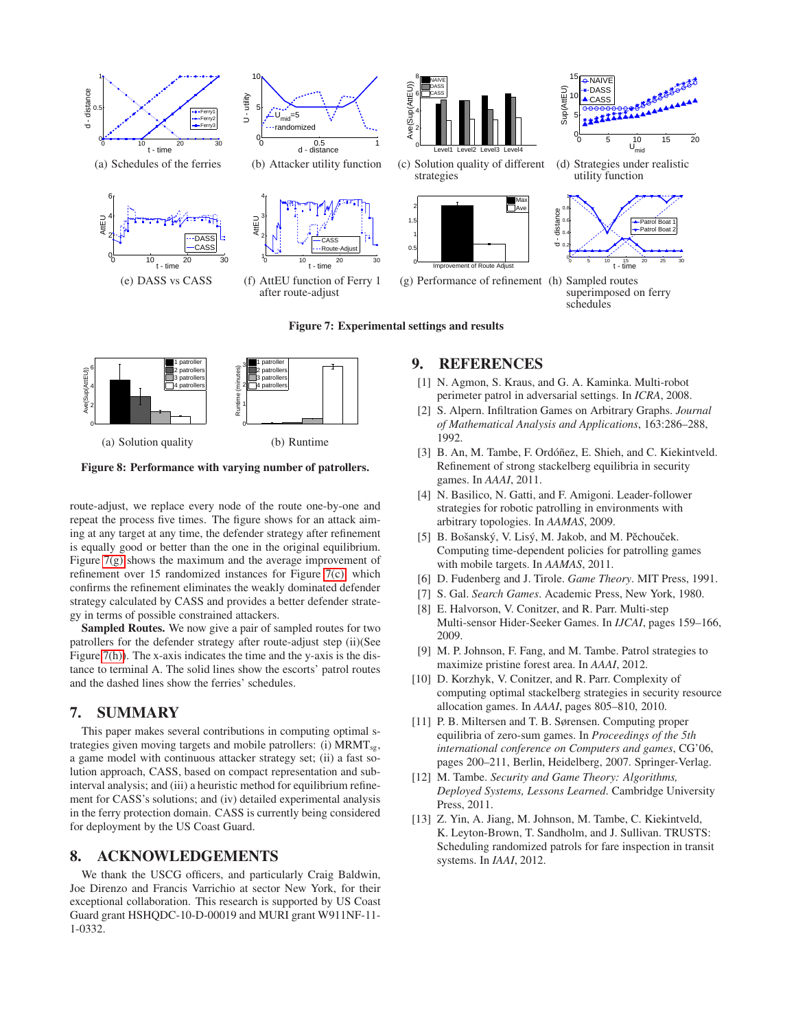(a) Schedules of the ferries

(b) Attacker utility function

(c) Solution quality of different strategies

(d) Strategies under realistic utility function

(e) DASS vs CASS

(f) AttEU function of Ferry 1 after route-adjust

(g) Performance of refinement

(h) Sampled routes superimposed on ferry schedules

**Figure 7: Experimental settings and results**

(a) Solution quality

(b) Runtime

**Figure 8: Performance with varying number of patrollers.**

route-adjust, we replace every node of the route one-by-one and repeat the process five times. The figure shows for an attack aiming at any target at any time, the defender strategy after refinement is equally good or better than the one in the original equilibrium. Figure 7(g) shows the maximum and the average improvement of refinement over 15 randomized instances for Figure 7(c), which confirms the refinement eliminates the weakly dominated defender strategy calculated by CASS and provides a better defender strategy in terms of possible constrained attackers.

**Sampled Routes.** We now give a pair of sampled routes for two patrollers for the defender strategy after route-adjust step (ii)(See Figure 7(h)). The x-axis indicates the time and the y-axis is the distance to terminal A. The solid lines show the escorts' patrol routes and the dashed lines show the ferries' schedules.

## 7. SUMMARY

This paper makes several contributions in computing optimal strategies given moving targets and mobile patrollers: (i) $MRMT_{sg}$, a game model with continuous attacker strategy set; (ii) a fast solution approach, CASS, based on compact representation and subinterval analysis; and (iii) a heuristic method for equilibrium refinement for CASS's solutions; and (iv) detailed experimental analysis in the ferry protection domain. CASS is currently being considered for deployment by the US Coast Guard.

## 8. ACKNOWLEDGEMENTS

We thank the USCG officers, and particularly Craig Baldwin, Joe Direnzo and Francis Varrichio at sector New York, for their exceptional collaboration. This research is supported by US Coast Guard grant HSHQDC-10-D-00019 and MURI grant W911NF-11-1-0332.

## 9. REFERENCES

[1] N. Agmon, S. Kraus, and G. A. Kaminka. Multi-robot perimeter patrol in adversarial settings. In *ICRA*, 2008.

[2] S. Alpern. Infiltration Games on Arbitrary Graphs. *Journal of Mathematical Analysis and Applications*, 163:286–288, 1992.

[3] B. An, M. Tambe, F. Ordóñez, E. Shieh, and C. Kiekintveld. Refinement of strong stackelberg equilibria in security games. In *AAAI*, 2011.

[4] N. Basilico, N. Gatti, and F. Amigoni. Leader-follower strategies for robotic patrolling in environments with arbitrary topologies. In *AAMAS*, 2009.

[5] B. Bošanský, V. Lisý, M. Jakob, and M. Pěchouček. Computing time-dependent policies for patrolling games with mobile targets. In *AAMAS*, 2011.

[6] D. Fudenberg and J. Tirole. *Game Theory*. MIT Press, 1991.

[7] S. Gal. *Search Games*. Academic Press, New York, 1980.

[8] E. Halvorson, V. Conitzer, and R. Parr. Multi-step Multi-sensor Hider-Seeker Games. In *IJCAI*, pages 159–166, 2009.

[9] M. P. Johnson, F. Fang, and M. Tambe. Patrol strategies to maximize pristine forest area. In *AAAI*, 2012.

[10] D. Korzhyk, V. Conitzer, and R. Parr. Complexity of computing optimal stackelberg strategies in security resource allocation games. In *AAAI*, pages 805–810, 2010.

[11] P. B. Miltersen and T. B. Sørensen. Computing proper equilibria of zero-sum games. In *Proceedings of the 5th international conference on Computers and games*, CG'06, pages 200–211, Berlin, Heidelberg, 2007. Springer-Verlag.

[12] M. Tambe. *Security and Game Theory: Algorithms, Deployed Systems, Lessons Learned*. Cambridge University Press, 2011.

[13] Z. Yin, A. Jiang, M. Johnson, M. Tambe, C. Kiekintveld, K. Leyton-Brown, T. Sandholm, and J. Sullivan. TRUSTS: Scheduling randomized patrols for fare inspection in transit systems. In *IAAI*, 2012.